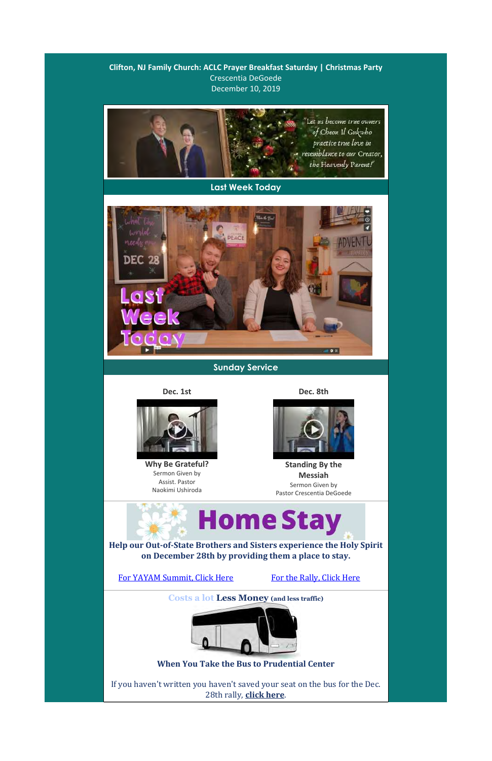**Clifton, NJ Family Church: ACLC Prayer Breakfast Saturday | Christmas Party**

Crescentia DeGoede

December 10, 2019

"Let us become true owners of Cheon Il Guk who practice true love in resemblance to our Creator, the Heavenly Parent!"

## Last Week Today

## Sunday Service

**Dec. 1st**

**Why Be Grateful?**

Sermon Given by
Assist. Pastor
Naokimi Ushiroda

**Dec. 8th**

**Standing By the Messiah**

Sermon Given by
Pastor Crescentia DeGoede

## Home Stay

**Help our Out-of-State Brothers and Sisters experience the Holy Spirit on December 28th by providing them a place to stay.**

For YAYAM Summit, Click Here

For the Rally, Click Here

**Costs a lot Less Money** (and less traffic)

**When You Take the Bus to Prudential Center**

If you haven't written you haven't saved your seat on the bus for the Dec. 28th rally, **click here**.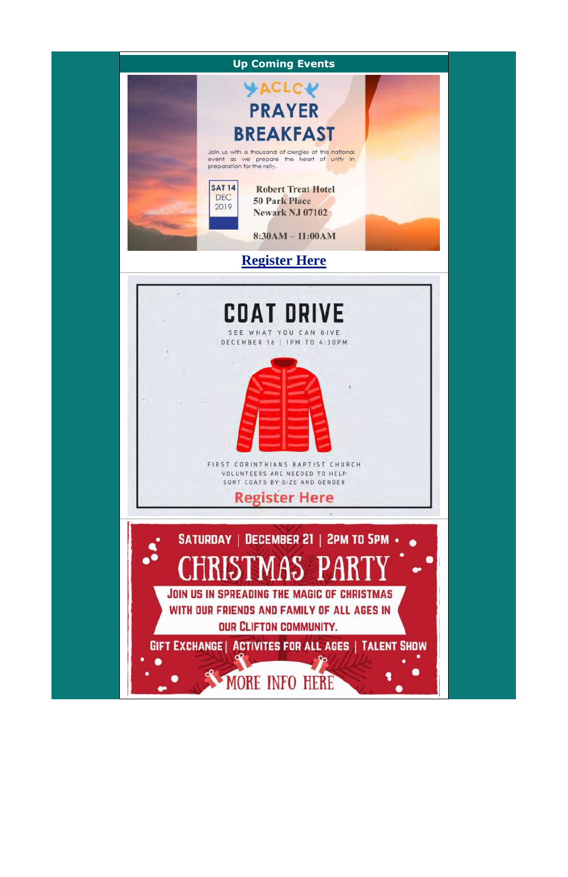## Up Coming Events

**ACLC**

# PRAYER BREAKFAST

Join us with a thousand of clergies at this national event as we prepare the heart of unity in preparation for the rally.

SAT 14 DEC 2019

**Robert Treat Hotel**
**50 Park Place**
**Newark NJ 07102**

**8:30AM – 11:00AM**

**Register Here**

# COAT DRIVE

SEE WHAT YOU CAN GIVE

DECEMBER 16 | 1PM TO 4:30PM

FIRST CORINTHIANS BAPTIST CHURCH

VOLUNTEERS ARE NEEDED TO HELP SORT COATS BY SIZE AND GENDER

Register Here

SATURDAY | DECEMBER 21 | 2PM TO 5PM

# CHRISTMAS PARTY

JOIN US IN SPREADING THE MAGIC OF CHRISTMAS WITH OUR FRIENDS AND FAMILY OF ALL AGES IN OUR CLIFTON COMMUNITY.

GIFT EXCHANGE | ACTIVITES FOR ALL AGES | TALENT SHOW

MORE INFO HERE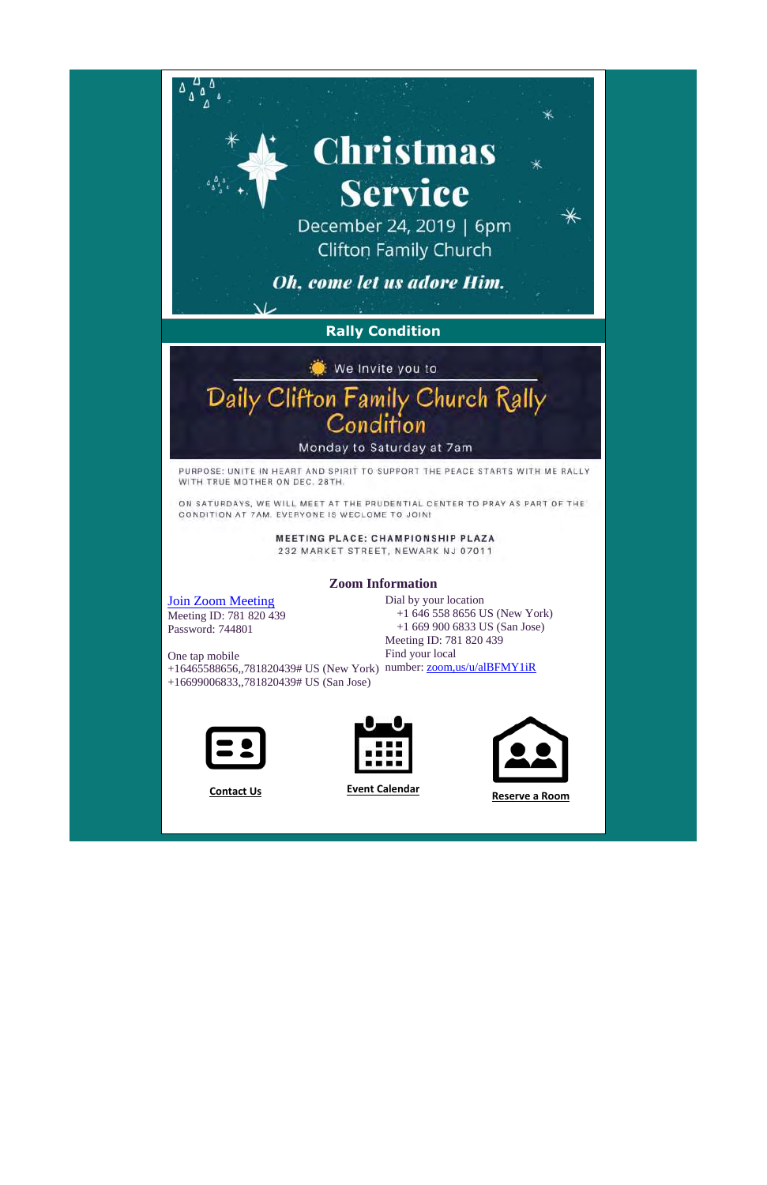# Christmas Service

December 24, 2019 | 6pm

Clifton Family Church

*Oh, come let us adore Him.*

## Rally Condition

We Invite you to

## Daily Clifton Family Church Rally Condition

Monday to Saturday at 7am

PURPOSE: UNITE IN HEART AND SPIRIT TO SUPPORT THE PEACE STARTS WITH ME RALLY WITH TRUE MOTHER ON DEC. 28TH.

ON SATURDAYS, WE WILL MEET AT THE PRUDENTIAL CENTER TO PRAY AS PART OF THE CONDITION AT 7AM. EVERYONE IS WECLOME TO JOIN!

**MEETING PLACE: CHAMPIONSHIP PLAZA**
232 MARKET STREET, NEWARK NJ 07011

## Zoom Information

Join Zoom Meeting
Meeting ID: 781 820 439
Password: 744801

One tap mobile
+16465588656,,781820439# US (New York)
+16699006833,,781820439# US (San Jose)

Dial by your location
+1 646 558 8656 US (New York)
+1 669 900 6833 US (San Jose)
Meeting ID: 781 820 439
Find your local number: zoom,us/u/alBFMY1iR

**Contact Us** | **Event Calendar** | **Reserve a Room**